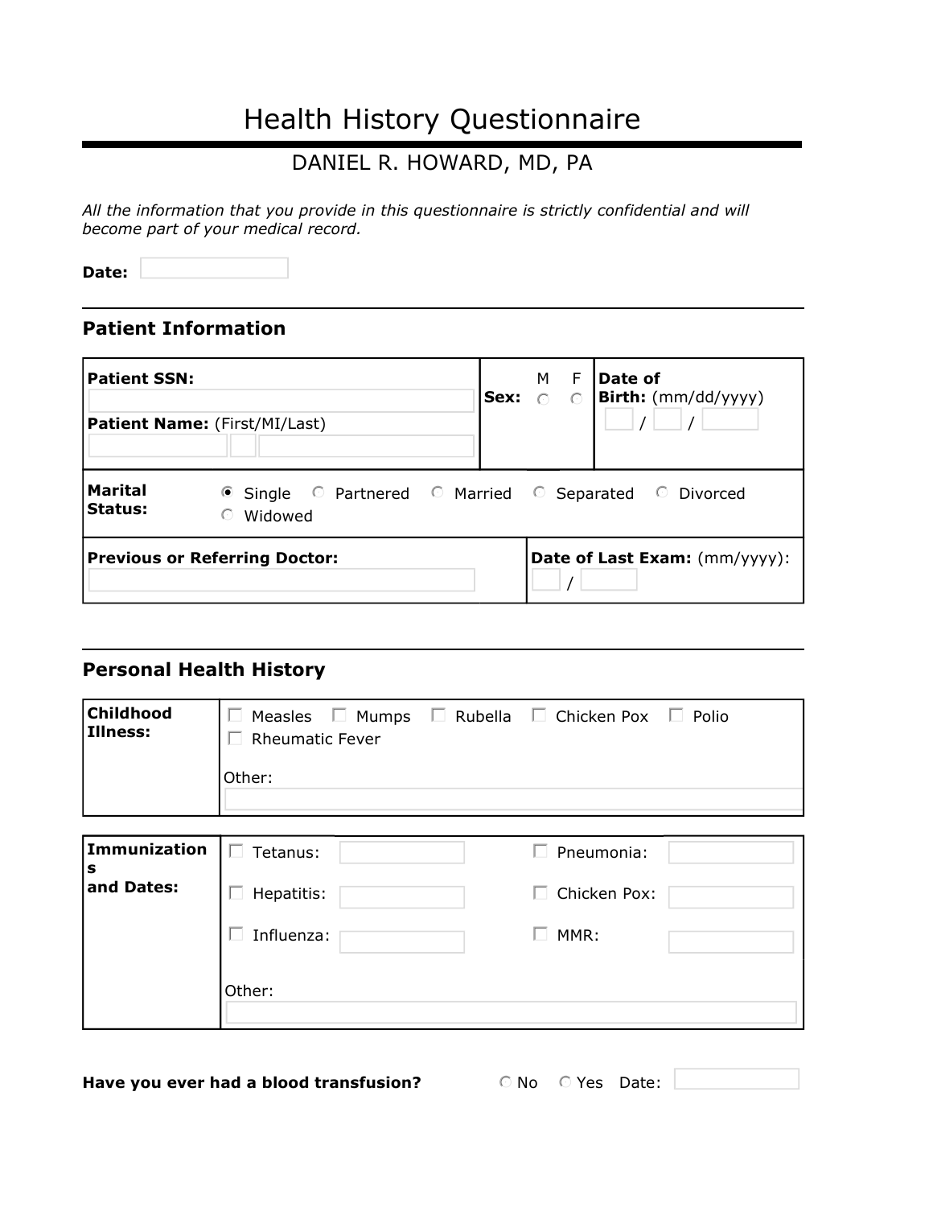# Health History Questionnaire

## DANIEL R. HOWARD, MD, PA

*All the information that you provide in this questionnaire is strictly confidential and will become part of your medical record.*

**Date:** ____________

---

## Patient Information

| | | |
|---|---|---|
| **Patient SSN:** ____________ <br> **Patient Name:** (First/MI/Last) ____________ ____ ____________ | **Sex:** M ○ F ○ | **Date of Birth:** (mm/dd/yyyy) ____ / ____ / ______ |
| **Marital Status:** ◉ Single ○ Partnered ○ Married ○ Separated ○ Divorced ○ Widowed | | |
| **Previous or Referring Doctor:** ____________ | **Date of Last Exam:** (mm/yyyy): ____ / ______ | |

---

## Personal Health History

| | |
|---|---|
| **Childhood Illness:** | ☐ Measles ☐ Mumps ☐ Rubella ☐ Chicken Pox ☐ Polio ☐ Rheumatic Fever <br> Other: ____________ |

| | | | | |
|---|---|---|---|---|
| **Immunizations and Dates:** | ☐ Tetanus: | ____________ | ☐ Pneumonia: | ____________ |
| | ☐ Hepatitis: | ____________ | ☐ Chicken Pox: | ____________ |
| | ☐ Influenza: | ____________ | ☐ MMR: | ____________ |
| | Other: ____________ | | | |

**Have you ever had a blood transfusion?** ○ No ○ Yes Date: ____________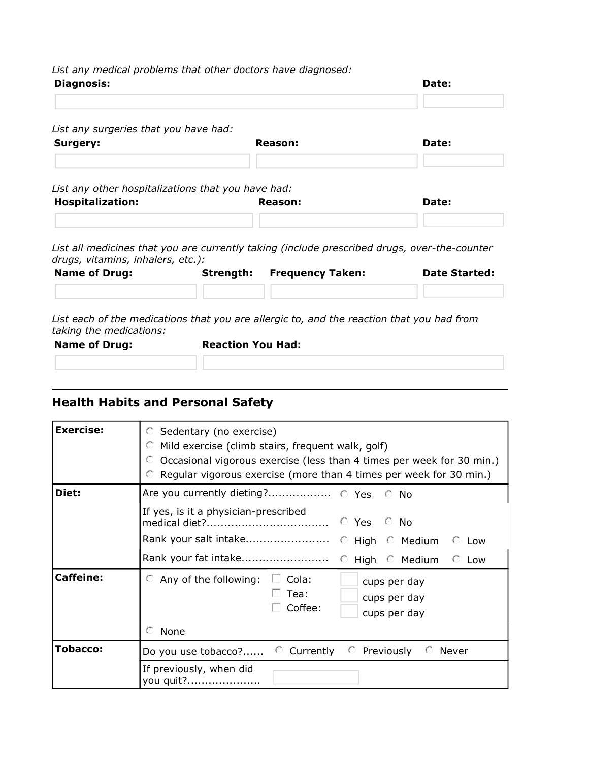*List any medical problems that other doctors have diagnosed:*

| **Diagnosis:** | **Date:** |
| --- | --- |
| | |

*List any surgeries that you have had:*

| **Surgery:** | **Reason:** | **Date:** |
| --- | --- | --- |
| | | |

*List any other hospitalizations that you have had:*

| **Hospitalization:** | **Reason:** | **Date:** |
| --- | --- | --- |
| | | |

*List all medicines that you are currently taking (include prescribed drugs, over-the-counter drugs, vitamins, inhalers, etc.):*

| **Name of Drug:** | **Strength:** | **Frequency Taken:** | **Date Started:** |
| --- | --- | --- | --- |
| | | | |

*List each of the medications that you are allergic to, and the reaction that you had from taking the medications:*

| **Name of Drug:** | **Reaction You Had:** |
| --- | --- |
| | |

---

## Health Habits and Personal Safety

| | |
| --- | --- |
| **Exercise:** | ○ Sedentary (no exercise)<br>○ Mild exercise (climb stairs, frequent walk, golf)<br>○ Occasional vigorous exercise (less than 4 times per week for 30 min.)<br>○ Regular vigorous exercise (more than 4 times per week for 30 min.) |
| **Diet:** | Are you currently dieting?.................. ○ Yes ○ No<br>If yes, is it a physician-prescribed medical diet?.................................. ○ Yes ○ No<br>Rank your salt intake........................ ○ High ○ Medium ○ Low<br>Rank your fat intake......................... ○ High ○ Medium ○ Low |
| **Caffeine:** | ○ Any of the following: ☐ Cola: ___ cups per day<br>☐ Tea: ___ cups per day<br>☐ Coffee: ___ cups per day<br>○ None |
| **Tobacco:** | Do you use tobacco?...... ○ Currently ○ Previously ○ Never |
| | If previously, when did you quit?..................... |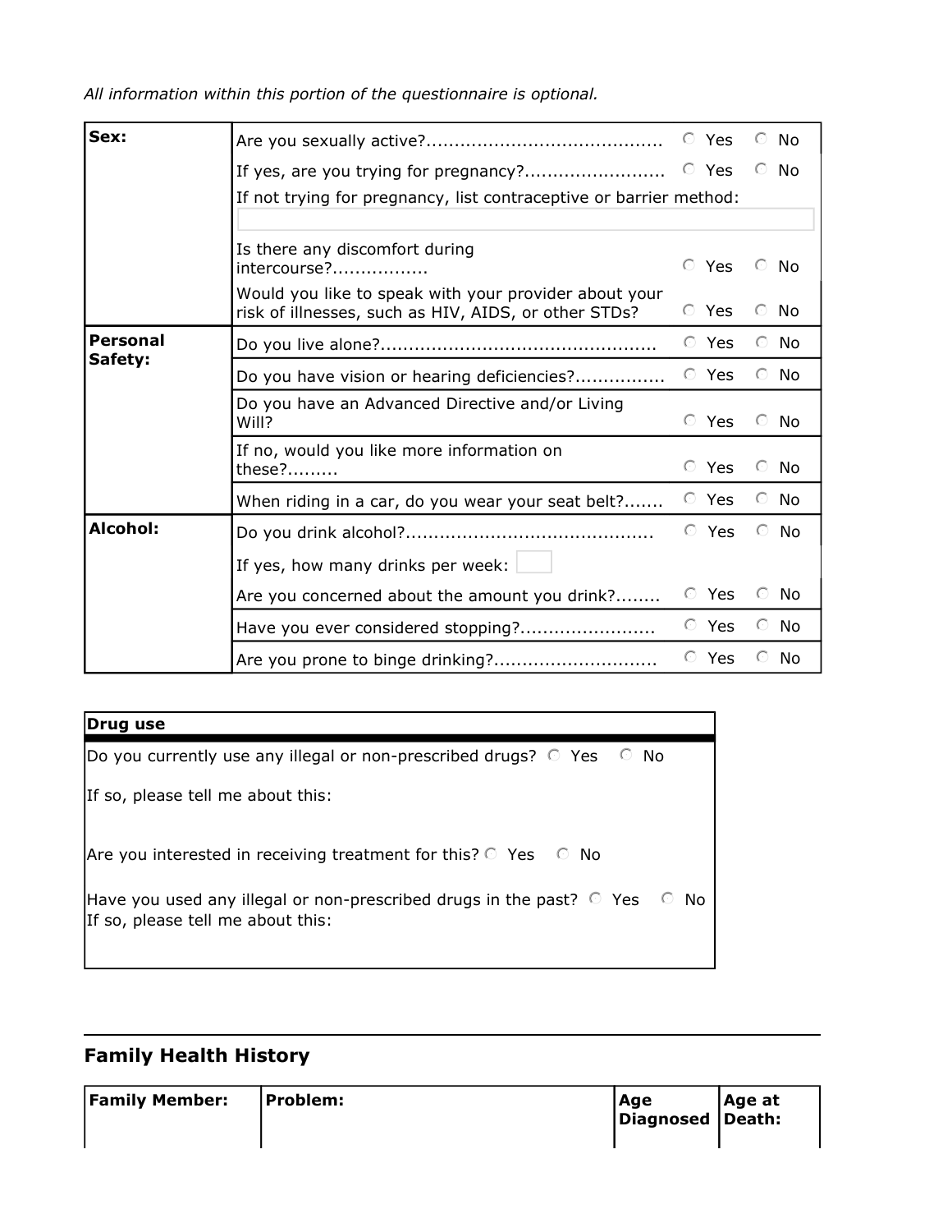*All information within this portion of the questionnaire is optional.*

| | | | |
|---|---|---|---|
| **Sex:** | Are you sexually active?.......................................... | ○ Yes | ○ No |
| | If yes, are you trying for pregnancy?......................... | ○ Yes | ○ No |
| | If not trying for pregnancy, list contraceptive or barrier method: | | |
| | Is there any discomfort during intercourse?................ | ○ Yes | ○ No |
| | Would you like to speak with your provider about your risk of illnesses, such as HIV, AIDS, or other STDs? | ○ Yes | ○ No |
| **Personal Safety:** | Do you live alone?................................................ | ○ Yes | ○ No |
| | Do you have vision or hearing deficiencies?................ | ○ Yes | ○ No |
| | Do you have an Advanced Directive and/or Living Will? | ○ Yes | ○ No |
| | If no, would you like more information on these?......... | ○ Yes | ○ No |
| | When riding in a car, do you wear your seat belt?....... | ○ Yes | ○ No |
| **Alcohol:** | Do you drink alcohol?........................................... | ○ Yes | ○ No |
| | If yes, how many drinks per week: | | |
| | Are you concerned about the amount you drink?........ | ○ Yes | ○ No |
| | Have you ever considered stopping?........................ | ○ Yes | ○ No |
| | Are you prone to binge drinking?............................ | ○ Yes | ○ No |

| **Drug use** |
|---|
| Do you currently use any illegal or non-prescribed drugs? ○ Yes ○ No |
| If so, please tell me about this: |
| Are you interested in receiving treatment for this? ○ Yes ○ No |
| Have you used any illegal or non-prescribed drugs in the past? ○ Yes ○ No<br>If so, please tell me about this: |

## Family Health History

| Family Member: | Problem: | Age Diagnosed | Age at Death: |
|---|---|---|---|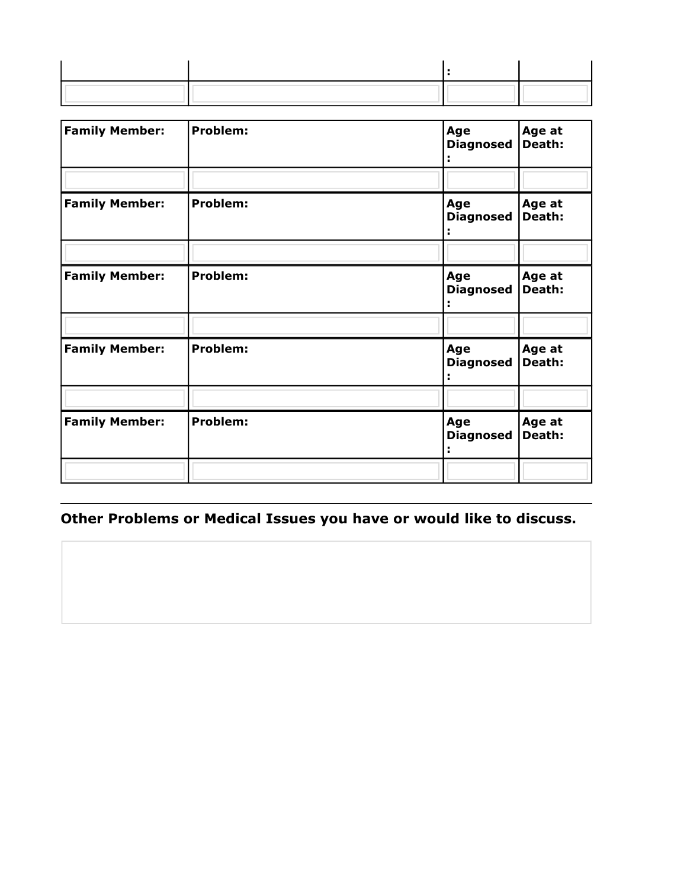| | | | |
|---|---|---|---|
| | | : | |
| | | | |

| Family Member: | Problem: | Age Diagnosed: | Age at Death: |
|---|---|---|---|
| | | | |
| **Family Member:** | **Problem:** | **Age Diagnosed:** | **Age at Death:** |
| | | | |
| **Family Member:** | **Problem:** | **Age Diagnosed:** | **Age at Death:** |
| | | | |
| **Family Member:** | **Problem:** | **Age Diagnosed:** | **Age at Death:** |
| | | | |
| **Family Member:** | **Problem:** | **Age Diagnosed:** | **Age at Death:** |
| | | | |

---

## Other Problems or Medical Issues you have or would like to discuss.